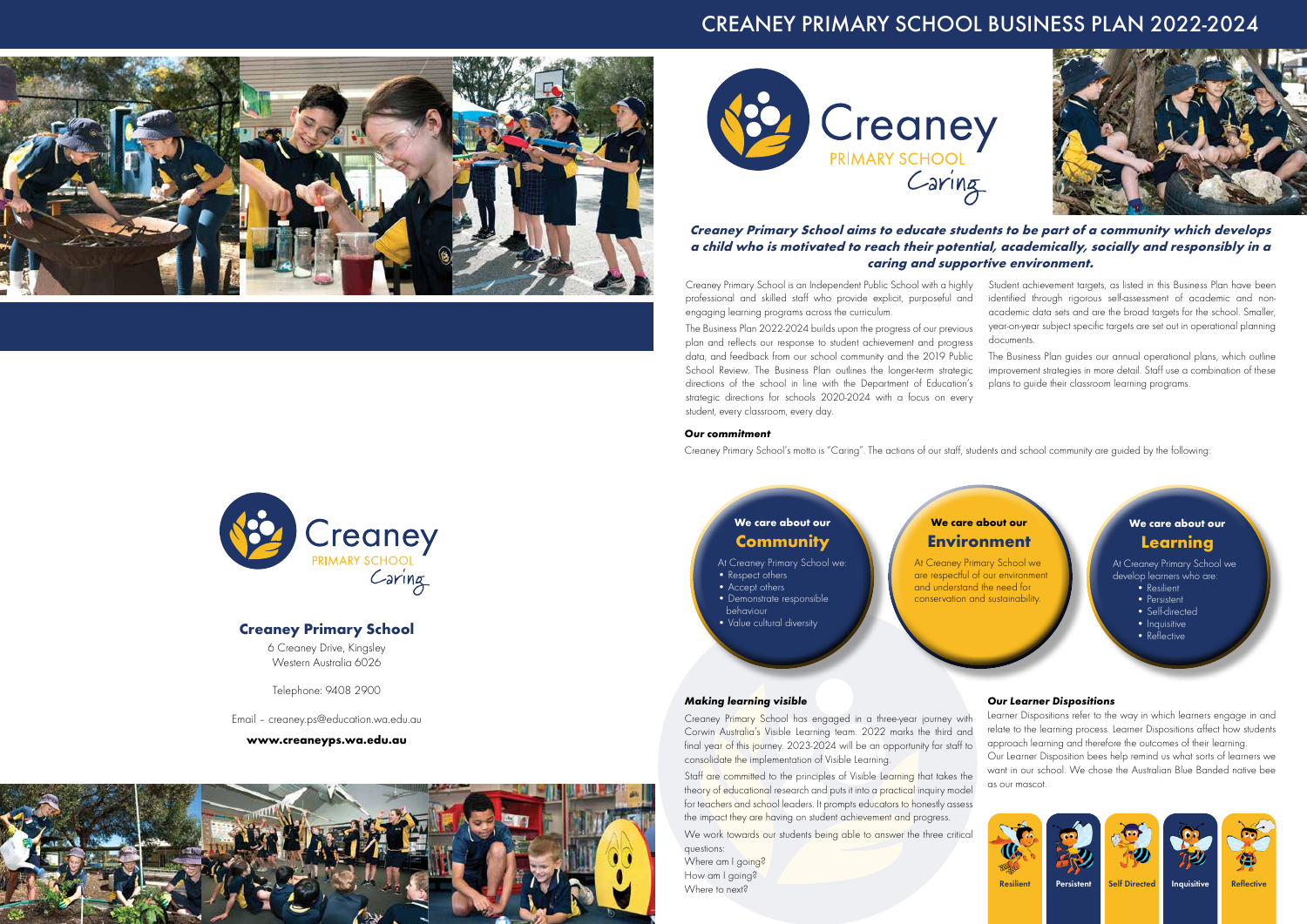# CREANEY PRIMARY SCHOOL BUSINESS PLAN 2022-2024

Creaney
PRIMARY SCHOOL
Caring

***Creaney Primary School aims to educate students to be part of a community which develops a child who is motivated to reach their potential, academically, socially and responsibly in a caring and supportive environment.***

Creaney Primary School is an Independent Public School with a highly professional and skilled staff who provide explicit, purposeful and engaging learning programs across the curriculum.

The Business Plan 2022-2024 builds upon the progress of our previous plan and reflects our response to student achievement and progress data, and feedback from our school community and the 2019 Public School Review. The Business Plan outlines the longer-term strategic directions of the school in line with the Department of Education's strategic directions for schools 2020-2024 with a focus on every student, every classroom, every day.

Student achievement targets, as listed in this Business Plan have been identified through rigorous self-assessment of academic and non-academic data sets and are the broad targets for the school. Smaller, year-on-year subject specific targets are set out in operational planning documents.

The Business Plan guides our annual operational plans, which outline improvement strategies in more detail. Staff use a combination of these plans to guide their classroom learning programs.

***Our commitment***

Creaney Primary School's motto is "Caring". The actions of our staff, students and school community are guided by the following:

**We care about our Community**

At Creaney Primary School we:
- Respect others
- Accept others
- Demonstrate responsible behaviour
- Value cultural diversity

**We care about our Environment**

At Creaney Primary School we are respectful of our environment and understand the need for conservation and sustainability.

**We care about our Learning**

At Creaney Primary School we develop learners who are:
- Resilient
- Persistent
- Self-directed
- Inquisitive
- Reflective

***Making learning visible***

Creaney Primary School has engaged in a three-year journey with Corwin Australia's Visible Learning team. 2022 marks the third and final year of this journey. 2023-2024 will be an opportunity for staff to consolidate the implementation of Visible Learning.

Staff are committed to the principles of Visible Learning that takes the theory of educational research and puts it into a practical inquiry model for teachers and school leaders. It prompts educators to honestly assess the impact they are having on student achievement and progress.

We work towards our students being able to answer the three critical questions:
Where am I going?
How am I going?
Where to next?

***Our Learner Dispositions***

Learner Dispositions refer to the way in which learners engage in and relate to the learning process. Learner Dispositions affect how students approach learning and therefore the outcomes of their learning.
Our Learner Disposition bees help remind us what sorts of learners we want in our school. We chose the Australian Blue Banded native bee as our mascot.

Resilient | Persistent | Self Directed | Inquisitive | Reflective

Creaney
PRIMARY SCHOOL
Caring

## Creaney Primary School

6 Creaney Drive, Kingsley
Western Australia 6026

Telephone: 9408 2900

Email – creaney.ps@education.wa.edu.au

**www.creaneyps.wa.edu.au**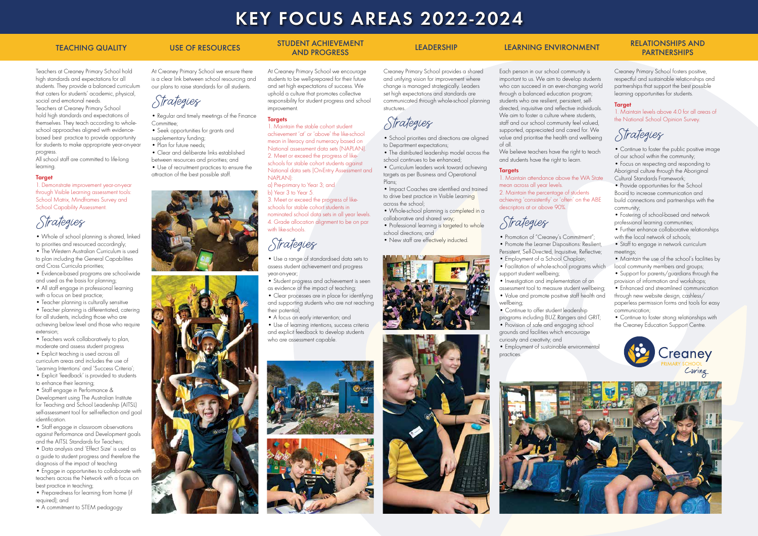# KEY FOCUS AREAS 2022-2024

## TEACHING QUALITY

Teachers at Creaney Primary School hold high standards and expectations for all students. They provide a balanced curriculum that caters for students' academic, physical, social and emotional needs.

Teachers at Creaney Primary School hold high standards and expectations of themselves. They teach according to whole-school approaches aligned with evidence-based best practice to provide opportunity for students to make appropriate year-on-year progress.

All school staff are committed to life-long learning.

**Target**

1. Demonstrate improvement year-on-year through Visible Learning assessment tools: School Matrix, Mindframes Survey and School Capability Assessment.

*Strategies*

- Whole of school planning is shared, linked to priorities and resourced accordingly;
- The Western Australian Curriculum is used to plan including the General Capabilities and Cross Curricula priorities;
- Evidence-based programs are school-wide and used as the basis for planning;
- All staff engage in professional learning with a focus on best practice;
- Teacher planning is culturally sensitive
- Teacher planning is differentiated, catering for all students, including those who are achieving below level and those who require extension;
- Teachers work collaboratively to plan, moderate and assess student progress
- Explicit teaching is used across all curriculum areas and includes the use of 'Learning Intentions' and 'Success Criteria';
- Explicit 'feedback' is provided to students to enhance their learning;
- Staff engage in Performance & Development using The Australian Institute for Teaching and School Leadership (AITSL) self-assessment tool for self-reflection and goal identification.
- Staff engage in classroom observations against Performance and Development goals and the AITSL Standards for Teachers;
- Data analysis and 'Effect Size' is used as a guide to student progress and therefore the diagnosis of the impact of teaching
- Engage in opportunities to collaborate with teachers across the Network with a focus on best practice in teaching;
- Preparedness for learning from home (if required); and
- A commitment to STEM pedagogy

## USE OF RESOURCES

At Creaney Primary School we ensure there is a clear link between school resourcing and our plans to raise standards for all students.

*Strategies*

- Regular and timely meetings of the Finance Committee;
- Seek opportunities for grants and supplementary funding;
- Plan for future needs;
- Clear and deliberate links established between resources and priorities; and
- Use of recruitment practices to ensure the attraction of the best possible staff.

## STUDENT ACHIEVEMENT AND PROGRESS

At Creaney Primary School we encourage students to be well-prepared for their future and set high expectations of success. We uphold a culture that promotes collective responsibility for student progress and school improvement.

**Targets**

1. Maintain the stable cohort student achievement 'at' or 'above' the like-school mean in literacy and numeracy based on National assessment data sets (NAPLAN).
2. Meet or exceed the progress of like-schools for stable cohort students against National data sets (On-Entry Assessment and NAPLAN):
a) Pre-primary to Year 3; and
b) Year 3 to Year 5.
3. Meet or exceed the progress of like-schools for stable cohort students in nominated school data sets in all year levels.
4. Grade allocation alignment to be on par with like-schools.

*Strategies*

- Use a range of standardised data sets to assess student achievement and progress year-on-year;
- Student progress and achievement is seen as evidence of the impact of teaching;
- Clear processes are in place for identifying and supporting students who are not reaching their potential;
- A focus on early intervention; and
- Use of learning intentions, success criteria and explicit feedback to develop students who are assessment capable.

## LEADERSHIP

Creaney Primary School provides a shared and unifying vision for improvement where change is managed strategically. Leaders set high expectations and standards are communicated through whole-school planning structures.

*Strategies*

- School priorities and directions are aligned to Department expectations;
- The distributed leadership model across the school continues to be enhanced;
- Curriculum leaders work toward achieving targets as per Business and Operational Plans;
- Impact Coaches are identified and trained to drive best practice in Visible Learning across the school;
- Whole-school planning is completed in a collaborative and shared way;
- Professional learning is targeted to whole school directions; and
- New staff are effectively inducted.

## LEARNING ENVIRONMENT

Each person in our school community is important to us. We aim to develop students who can succeed in an ever-changing world through a balanced education program; students who are resilient, persistent, self-directed, inquisitive and reflective individuals. We aim to foster a culture where students, staff and our school community feel valued, supported, appreciated and cared for. We value and prioritise the health and wellbeing of all.

We believe teachers have the right to teach and students have the right to learn.

**Targets**

1. Maintain attendance above the WA State mean across all year levels.
2. Maintain the percentage of students achieving 'consistently' or 'often' on the ABE descriptors at or above 90%.

*Strategies*

- Promotion of "Creaney's Commitment";
- Promote the Learner Dispositions: Resilient, Persistent, Self-Directed, Inquisitive, Reflective;
- Employment of a School Chaplain;
- Facilitation of whole-school programs which support student wellbeing;
- Investigation and implementation of an assessment tool to measure student wellbeing;
- Value and promote positive staff health and wellbeing;
- Continue to offer student leadership programs including BUZ Rangers and GRIT;
- Provision of safe and engaging school grounds and facilities which encourage curiosity and creativity; and
- Employment of sustainable environmental practices.

## RELATIONSHIPS AND PARTNERSHIPS

Creaney Primary School fosters positive, respectful and sustainable relationships and partnerships that support the best possible learning opportunities for students.

**Target**

1. Maintain levels above 4.0 for all areas of the National School Opinion Survey.

*Strategies*

- Continue to foster the public positive image of our school within the community;
- Focus on respecting and responding to Aboriginal culture through the Aboriginal Cultural Standards Framework;
- Provide opportunities for the School Board to increase communication and build connections and partnerships with the community;
- Fostering of school-based and network professional learning communities;
- Further enhance collaborative relationships with the local network of schools;
- Staff to engage in network curriculum meetings;
- Maintain the use of the school's facilities by local community members and groups;
- Support for parents/guardians through the provision of information and workshops;
- Enhanced and streamlined communication through new website design, cashless/paperless permission forms and tools for easy communication;
- Continue to foster strong relationships with the Creaney Education Support Centre.

Creaney
PRIMARY SCHOOL
Caring